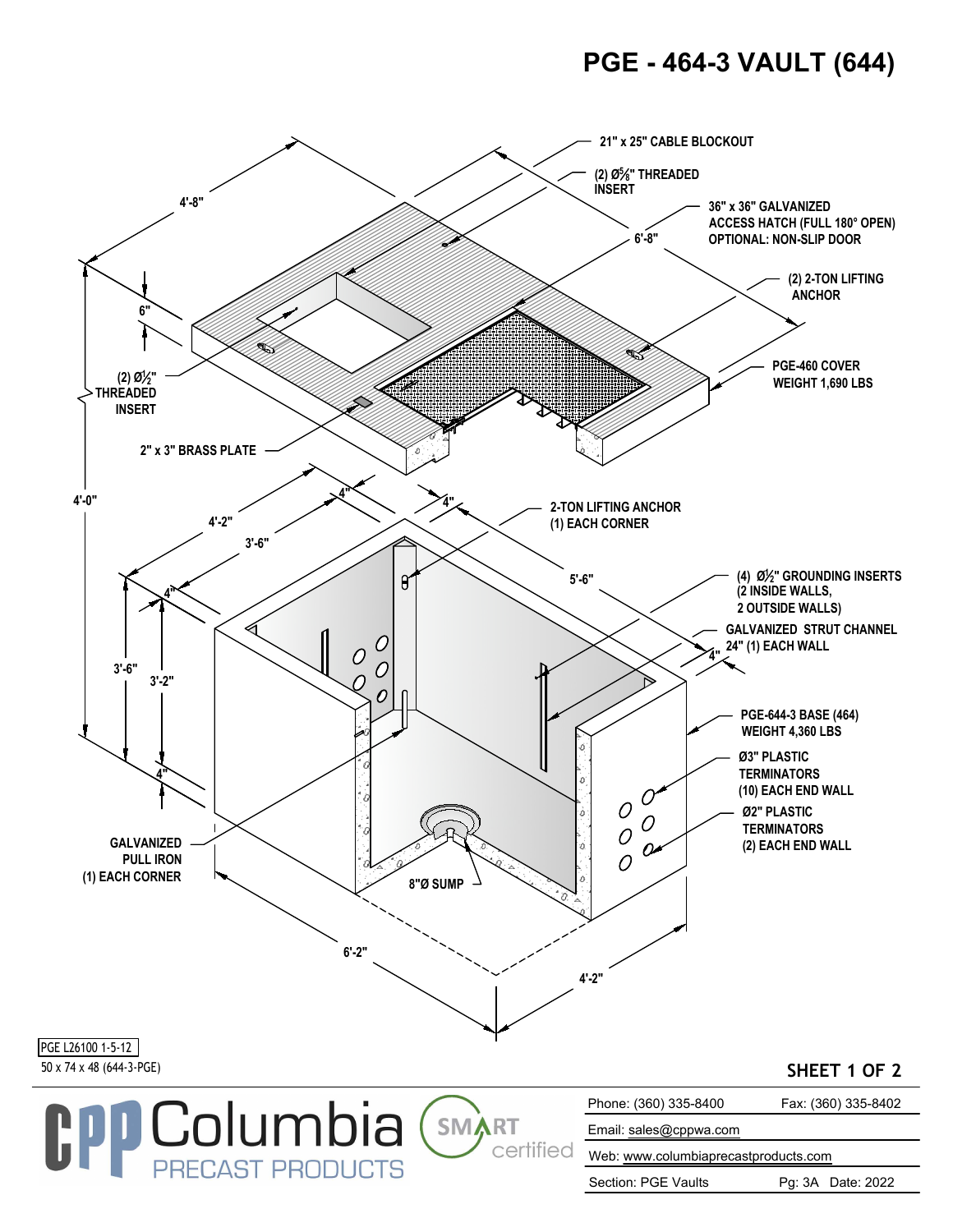# PGE - 464-3 VAULT (644)

21" x 25" CABLE BLOCKOUT

(2) Ø⅝" THREADED INSERT

36" x 36" GALVANIZED ACCESS HATCH (FULL 180° OPEN)
OPTIONAL: NON-SLIP DOOR

(2) 2-TON LIFTING ANCHOR

PGE-460 COVER
WEIGHT 1,690 LBS

(2) Ø½" THREADED INSERT

2" x 3" BRASS PLATE

2-TON LIFTING ANCHOR
(1) EACH CORNER

(4) Ø½" GROUNDING INSERTS
(2 INSIDE WALLS,
2 OUTSIDE WALLS)

GALVANIZED STRUT CHANNEL
24" (1) EACH WALL

PGE-644-3 BASE (464)
WEIGHT 4,360 LBS

Ø3" PLASTIC TERMINATORS
(10) EACH END WALL

Ø2" PLASTIC TERMINATORS
(2) EACH END WALL

GALVANIZED PULL IRON
(1) EACH CORNER

8"Ø SUMP

Dimensions: 4'-8", 6'-8", 6", 4'-0", 4'-2", 3'-6", 4", 4", 5'-6", 4", 4", 3'-6", 3'-2", 4", 6'-2", 4'-2"

PGE L26100 1-5-12
50 x 74 x 48 (644-3-PGE)

SHEET 1 OF 2

Columbia PRECAST PRODUCTS — SMART certified

| Phone: (360) 335-8400 | Fax: (360) 335-8402 |
|---|---|
| Email: sales@cppwa.com | |
| Web: www.columbiaprecastproducts.com | |
| Section: PGE Vaults | Pg: 3A Date: 2022 |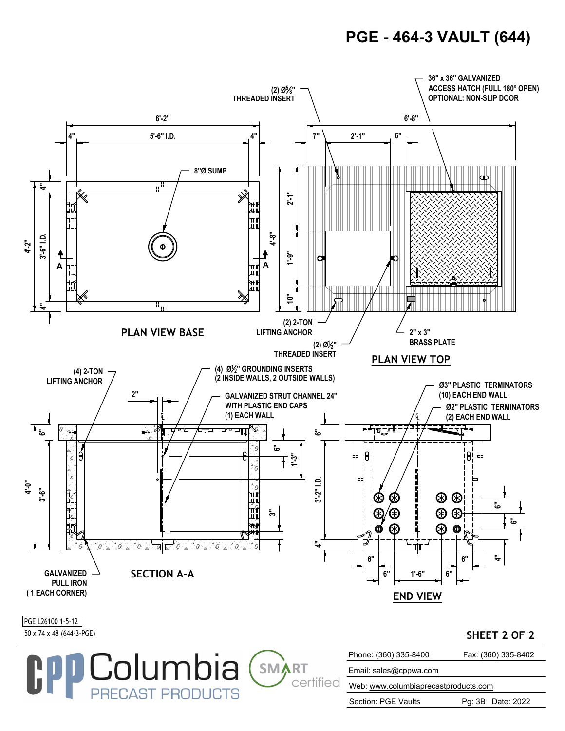# PGE - 464-3 VAULT (644)

## PLAN VIEW BASE

6'-2"

4" 5'-6" I.D. 4"

8"Ø SUMP

4'-2" 3'-6" I.D. 4" 4"

A A

## PLAN VIEW TOP

6'-8"

7" 2'-1" 6"

4'-8" 2'-1" 1'-9" 10"

(2) Ø⅝" THREADED INSERT

36" x 36" GALVANIZED ACCESS HATCH (FULL 180° OPEN) OPTIONAL: NON-SLIP DOOR

(2) 2-TON LIFTING ANCHOR

(2) Ø½" THREADED INSERT

2" x 3" BRASS PLATE

## SECTION A-A

(4) 2-TON LIFTING ANCHOR

(4) Ø½" GROUNDING INSERTS (2 INSIDE WALLS, 2 OUTSIDE WALLS)

GALVANIZED STRUT CHANNEL 24" WITH PLASTIC END CAPS (1) EACH WALL

2"

6" 4'-0" 3'-6"

6" 1'-3" 3"

GALVANIZED PULL IRON (1 EACH CORNER)

## END VIEW

Ø3" PLASTIC TERMINATORS (10) EACH END WALL

Ø2" PLASTIC TERMINATORS (2) EACH END WALL

6" 3'-2" I.D. 4"

6" 6" 4"

6" 6" 1'-6" 6" 6"

PGE L26100 1-5-12

50 x 74 x 48 (644-3-PGE)

SHEET 2 OF 2

Columbia PRECAST PRODUCTS — SMART certified

| | |
|---|---|
| Phone: (360) 335-8400 | Fax: (360) 335-8402 |
| Email: sales@cppwa.com | |
| Web: www.columbiaprecastproducts.com | |
| Section: PGE Vaults | Pg: 3B Date: 2022 |